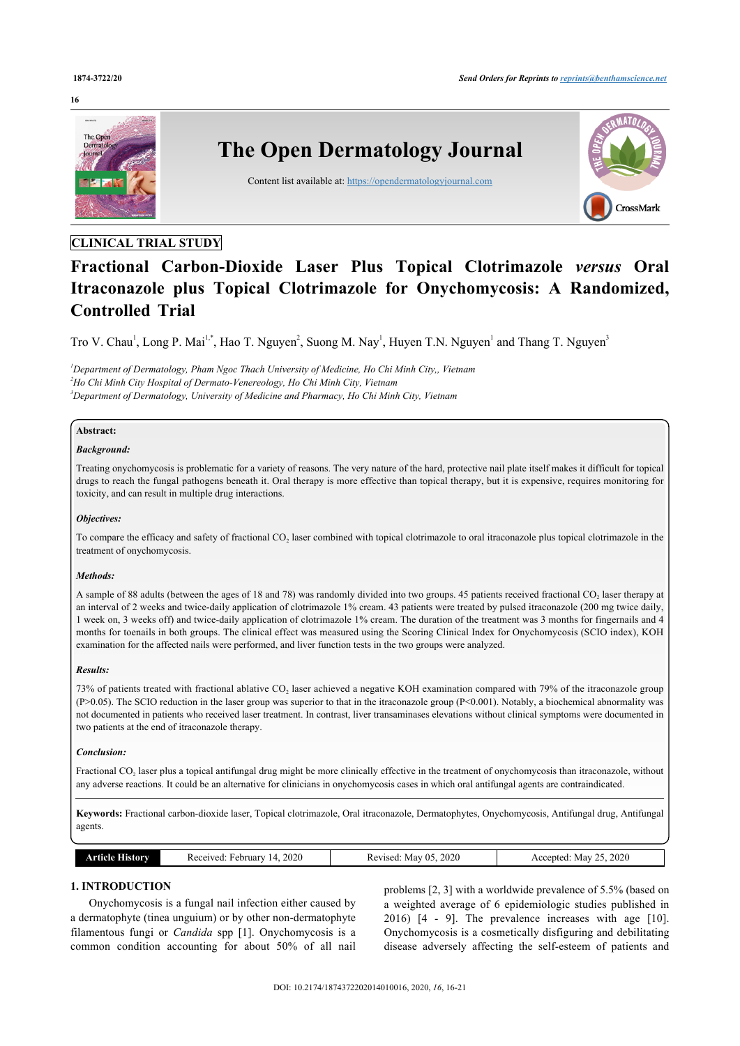CLINICAL TRIAL STUDY

# Fractional Carbon-Dioxide Laser Plus Topical Clotrimazole *versus* Oral Itraconazole plus Topical Clotrimazole for Onychomycosis: A Randomized, Controlled Trial

Tro V. Chau[1], Long P. Mai[1,*], Hao T. Nguyen[2], Suong M. Nay[1], Huyen T.N. Nguyen[1] and Thang T. Nguyen[3]

[1]*Department of Dermatology, Pham Ngoc Thach University of Medicine, Ho Chi Minh City,, Vietnam*
[2]*Ho Chi Minh City Hospital of Dermato-Venereology, Ho Chi Minh City, Vietnam*
[3]*Department of Dermatology, University of Medicine and Pharmacy, Ho Chi Minh City, Vietnam*

**Abstract:**

***Background:***

Treating onychomycosis is problematic for a variety of reasons. The very nature of the hard, protective nail plate itself makes it difficult for topical drugs to reach the fungal pathogens beneath it. Oral therapy is more effective than topical therapy, but it is expensive, requires monitoring for toxicity, and can result in multiple drug interactions.

***Objectives:***

To compare the efficacy and safety of fractional $CO_2$ laser combined with topical clotrimazole to oral itraconazole plus topical clotrimazole in the treatment of onychomycosis.

***Methods:***

A sample of 88 adults (between the ages of 18 and 78) was randomly divided into two groups. 45 patients received fractional $CO_2$ laser therapy at an interval of 2 weeks and twice-daily application of clotrimazole 1% cream. 43 patients were treated by pulsed itraconazole (200 mg twice daily, 1 week on, 3 weeks off) and twice-daily application of clotrimazole 1% cream. The duration of the treatment was 3 months for fingernails and 4 months for toenails in both groups. The clinical effect was measured using the Scoring Clinical Index for Onychomycosis (SCIO index), KOH examination for the affected nails were performed, and liver function tests in the two groups were analyzed.

***Results:***

73% of patients treated with fractional ablative $CO_2$ laser achieved a negative KOH examination compared with 79% of the itraconazole group ($P>0.05$). The SCIO reduction in the laser group was superior to that in the itraconazole group ($P<0.001$). Notably, a biochemical abnormality was not documented in patients who received laser treatment. In contrast, liver transaminases elevations without clinical symptoms were documented in two patients at the end of itraconazole therapy.

***Conclusion:***

Fractional $CO_2$ laser plus a topical antifungal drug might be more clinically effective in the treatment of onychomycosis than itraconazole, without any adverse reactions. It could be an alternative for clinicians in onychomycosis cases in which oral antifungal agents are contraindicated.

**Keywords:** Fractional carbon-dioxide laser, Topical clotrimazole, Oral itraconazole, Dermatophytes, Onychomycosis, Antifungal drug, Antifungal agents.

| Article History | Received: February 14, 2020 | Revised: May 05, 2020 | Accepted: May 25, 2020 |
|---|---|---|---|

## 1. INTRODUCTION

Onychomycosis is a fungal nail infection either caused by a dermatophyte (tinea unguium) or by other non-dermatophyte filamentous fungi or *Candida* spp [1]. Onychomycosis is a common condition accounting for about 50% of all nail problems [2, 3] with a worldwide prevalence of 5.5% (based on a weighted average of 6 epidemiologic studies published in 2016) [4 - 9]. The prevalence increases with age [10]. Onychomycosis is a cosmetically disfiguring and debilitating disease adversely affecting the self-esteem of patients and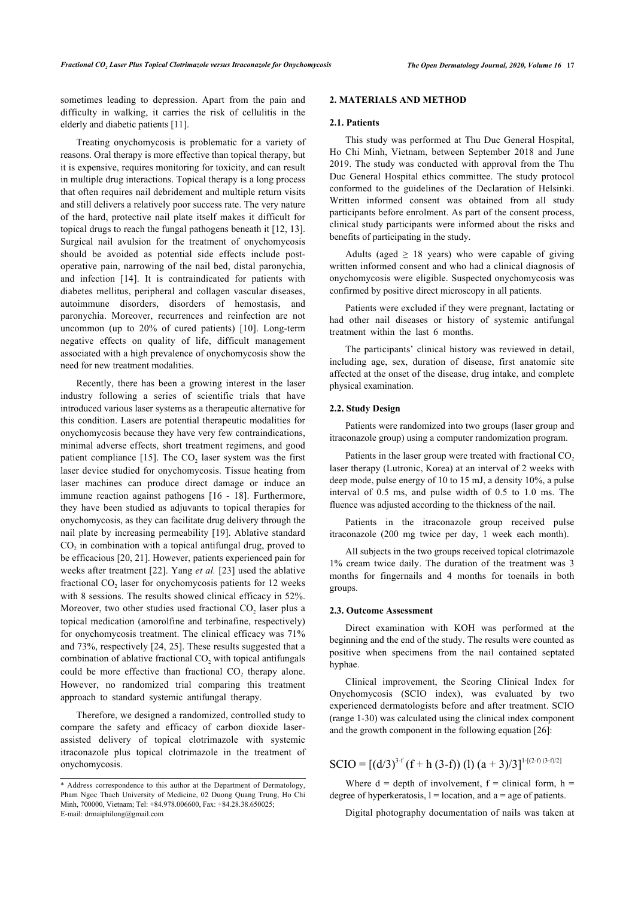sometimes leading to depression. Apart from the pain and difficulty in walking, it carries the risk of cellulitis in the elderly and diabetic patients [11].

Treating onychomycosis is problematic for a variety of reasons. Oral therapy is more effective than topical therapy, but it is expensive, requires monitoring for toxicity, and can result in multiple drug interactions. Topical therapy is a long process that often requires nail debridement and multiple return visits and still delivers a relatively poor success rate. The very nature of the hard, protective nail plate itself makes it difficult for topical drugs to reach the fungal pathogens beneath it [12, 13]. Surgical nail avulsion for the treatment of onychomycosis should be avoided as potential side effects include post-operative pain, narrowing of the nail bed, distal paronychia, and infection [14]. It is contraindicated for patients with diabetes mellitus, peripheral and collagen vascular diseases, autoimmune disorders, disorders of hemostasis, and paronychia. Moreover, recurrences and reinfection are not uncommon (up to 20% of cured patients) [10]. Long-term negative effects on quality of life, difficult management associated with a high prevalence of onychomycosis show the need for new treatment modalities.

Recently, there has been a growing interest in the laser industry following a series of scientific trials that have introduced various laser systems as a therapeutic alternative for this condition. Lasers are potential therapeutic modalities for onychomycosis because they have very few contraindications, minimal adverse effects, short treatment regimens, and good patient compliance [15]. The $CO_2$ laser system was the first laser device studied for onychomycosis. Tissue heating from laser machines can produce direct damage or induce an immune reaction against pathogens [16 - 18]. Furthermore, they have been studied as adjuvants to topical therapies for onychomycosis, as they can facilitate drug delivery through the nail plate by increasing permeability [19]. Ablative standard $CO_2$ in combination with a topical antifungal drug, proved to be efficacious [20, 21]. However, patients experienced pain for weeks after treatment [22]. Yang *et al.* [23] used the ablative fractional $CO_2$ laser for onychomycosis patients for 12 weeks with 8 sessions. The results showed clinical efficacy in 52%. Moreover, two other studies used fractional $CO_2$ laser plus a topical medication (amorolfine and terbinafine, respectively) for onychomycosis treatment. The clinical efficacy was 71% and 73%, respectively [24, 25]. These results suggested that a combination of ablative fractional $CO_2$ with topical antifungals could be more effective than fractional $CO_2$ therapy alone. However, no randomized trial comparing this treatment approach to standard systemic antifungal therapy.

Therefore, we designed a randomized, controlled study to compare the safety and efficacy of carbon dioxide laser-assisted delivery of topical clotrimazole with systemic itraconazole plus topical clotrimazole in the treatment of onychomycosis.

## 2. MATERIALS AND METHOD

### 2.1. Patients

This study was performed at Thu Duc General Hospital, Ho Chi Minh, Vietnam, between September 2018 and June 2019. The study was conducted with approval from the Thu Duc General Hospital ethics committee. The study protocol conformed to the guidelines of the Declaration of Helsinki. Written informed consent was obtained from all study participants before enrolment. As part of the consent process, clinical study participants were informed about the risks and benefits of participating in the study.

Adults (aged ≥ 18 years) who were capable of giving written informed consent and who had a clinical diagnosis of onychomycosis were eligible. Suspected onychomycosis was confirmed by positive direct microscopy in all patients.

Patients were excluded if they were pregnant, lactating or had other nail diseases or history of systemic antifungal treatment within the last 6 months.

The participants' clinical history was reviewed in detail, including age, sex, duration of disease, first anatomic site affected at the onset of the disease, drug intake, and complete physical examination.

### 2.2. Study Design

Patients were randomized into two groups (laser group and itraconazole group) using a computer randomization program.

Patients in the laser group were treated with fractional $CO_2$ laser therapy (Lutronic, Korea) at an interval of 2 weeks with deep mode, pulse energy of 10 to 15 mJ, a density 10%, a pulse interval of 0.5 ms, and pulse width of 0.5 to 1.0 ms. The fluence was adjusted according to the thickness of the nail.

Patients in the itraconazole group received pulse itraconazole (200 mg twice per day, 1 week each month).

All subjects in the two groups received topical clotrimazole 1% cream twice daily. The duration of the treatment was 3 months for fingernails and 4 months for toenails in both groups.

### 2.3. Outcome Assessment

Direct examination with KOH was performed at the beginning and the end of the study. The results were counted as positive when specimens from the nail contained septated hyphae.

Clinical improvement, the Scoring Clinical Index for Onychomycosis (SCIO index), was evaluated by two experienced dermatologists before and after treatment. SCIO (range 1-30) was calculated using the clinical index component and the growth component in the following equation [26]:

$$SCIO = [(d/3)^{3-f} (f + h (3-f)) (l) (a + 3)/3]^{1-[(2-f) (3-f)/2]}$$

Where d = depth of involvement, f = clinical form, h = degree of hyperkeratosis, l = location, and a = age of patients.

Digital photography documentation of nails was taken at

---

\* Address correspondence to this author at the Department of Dermatology, Pham Ngoc Thach University of Medicine, 02 Duong Quang Trung, Ho Chi Minh, 700000, Vietnam; Tel: +84.978.006600, Fax: +84.28.38.650025; E-mail: drmaiphilong@gmail.com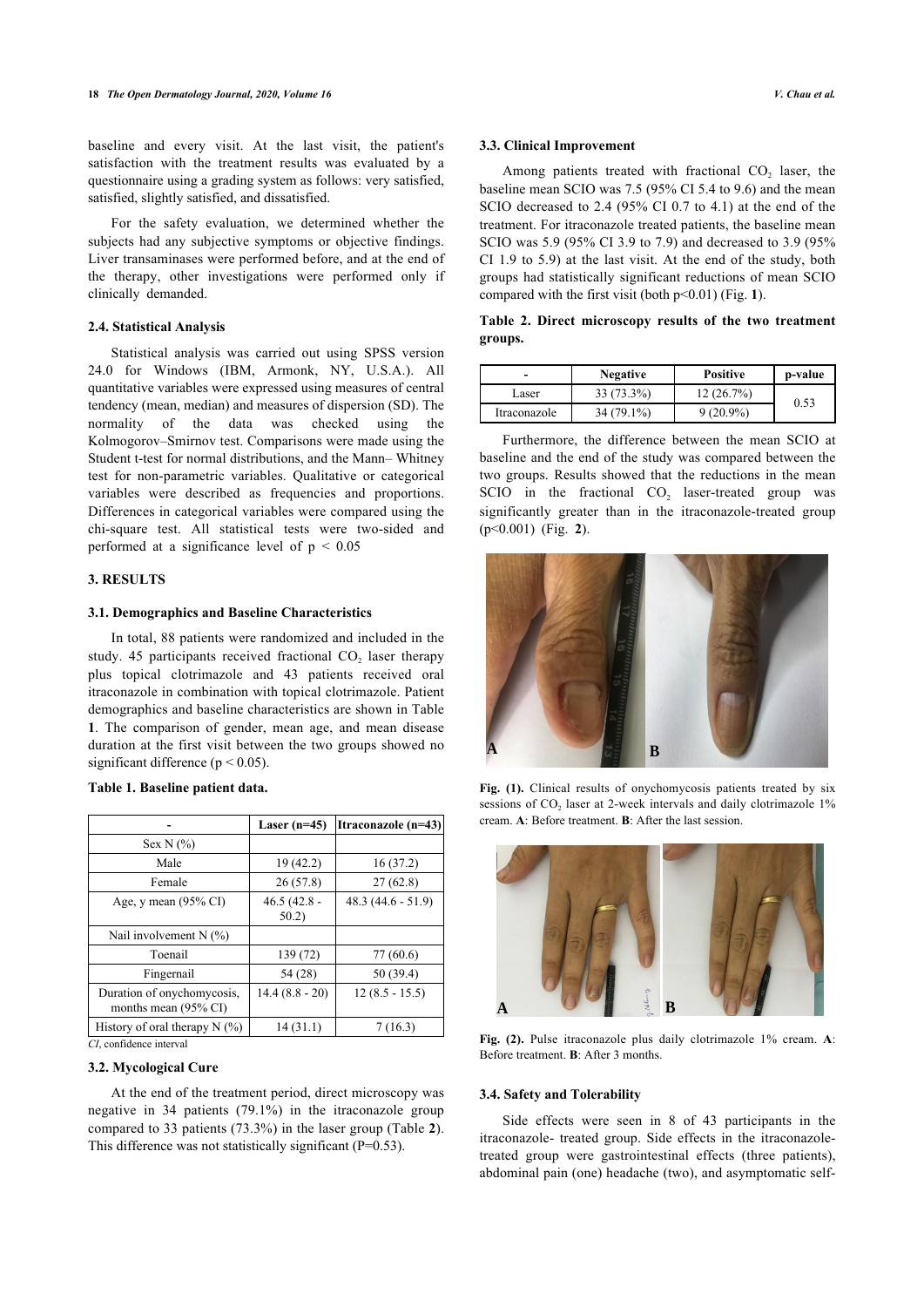baseline and every visit. At the last visit, the patient's satisfaction with the treatment results was evaluated by a questionnaire using a grading system as follows: very satisfied, satisfied, slightly satisfied, and dissatisfied.

For the safety evaluation, we determined whether the subjects had any subjective symptoms or objective findings. Liver transaminases were performed before, and at the end of the therapy, other investigations were performed only if clinically demanded.

### 2.4. Statistical Analysis

Statistical analysis was carried out using SPSS version 24.0 for Windows (IBM, Armonk, NY, U.S.A.). All quantitative variables were expressed using measures of central tendency (mean, median) and measures of dispersion (SD). The normality of the data was checked using the Kolmogorov–Smirnov test. Comparisons were made using the Student t-test for normal distributions, and the Mann– Whitney test for non-parametric variables. Qualitative or categorical variables were described as frequencies and proportions. Differences in categorical variables were compared using the chi-square test. All statistical tests were two-sided and performed at a significance level of $p < 0.05$

## 3. RESULTS

### 3.1. Demographics and Baseline Characteristics

In total, 88 patients were randomized and included in the study. 45 participants received fractional $CO_2$ laser therapy plus topical clotrimazole and 43 patients received oral itraconazole in combination with topical clotrimazole. Patient demographics and baseline characteristics are shown in Table **1**. The comparison of gender, mean age, and mean disease duration at the first visit between the two groups showed no significant difference ($p < 0.05$).

**Table 1. Baseline patient data.**

| - | Laser (n=45) | Itraconazole (n=43) |
|---|---|---|
| Sex N (%) | | |
| Male | 19 (42.2) | 16 (37.2) |
| Female | 26 (57.8) | 27 (62.8) |
| Age, y mean (95% CI) | 46.5 (42.8 - 50.2) | 48.3 (44.6 - 51.9) |
| Nail involvement N (%) | | |
| Toenail | 139 (72) | 77 (60.6) |
| Fingernail | 54 (28) | 50 (39.4) |
| Duration of onychomycosis, months mean (95% CI) | 14.4 (8.8 - 20) | 12 (8.5 - 15.5) |
| History of oral therapy N (%) | 14 (31.1) | 7 (16.3) |

*CI*, confidence interval

### 3.2. Mycological Cure

At the end of the treatment period, direct microscopy was negative in 34 patients (79.1%) in the itraconazole group compared to 33 patients (73.3%) in the laser group (Table **2**). This difference was not statistically significant (P=0.53).

### 3.3. Clinical Improvement

Among patients treated with fractional $CO_2$ laser, the baseline mean SCIO was 7.5 (95% CI 5.4 to 9.6) and the mean SCIO decreased to 2.4 (95% CI 0.7 to 4.1) at the end of the treatment. For itraconazole treated patients, the baseline mean SCIO was 5.9 (95% CI 3.9 to 7.9) and decreased to 3.9 (95% CI 1.9 to 5.9) at the last visit. At the end of the study, both groups had statistically significant reductions of mean SCIO compared with the first visit (both $p<0.01$) (Fig. **1**).

**Table 2. Direct microscopy results of the two treatment groups.**

| - | Negative | Positive | p-value |
|---|---|---|---|
| Laser | 33 (73.3%) | 12 (26.7%) | 0.53 |
| Itraconazole | 34 (79.1%) | 9 (20.9%) | |

Furthermore, the difference between the mean SCIO at baseline and the end of the study was compared between the two groups. Results showed that the reductions in the mean SCIO in the fractional $CO_2$ laser-treated group was significantly greater than in the itraconazole-treated group ($p<0.001$) (Fig. **2**).

**Fig. (1).** Clinical results of onychomycosis patients treated by six sessions of $CO_2$ laser at 2-week intervals and daily clotrimazole 1% cream. **A**: Before treatment. **B**: After the last session.

**Fig. (2).** Pulse itraconazole plus daily clotrimazole 1% cream. **A**: Before treatment. **B**: After 3 months.

### 3.4. Safety and Tolerability

Side effects were seen in 8 of 43 participants in the itraconazole- treated group. Side effects in the itraconazole-treated group were gastrointestinal effects (three patients), abdominal pain (one) headache (two), and asymptomatic self-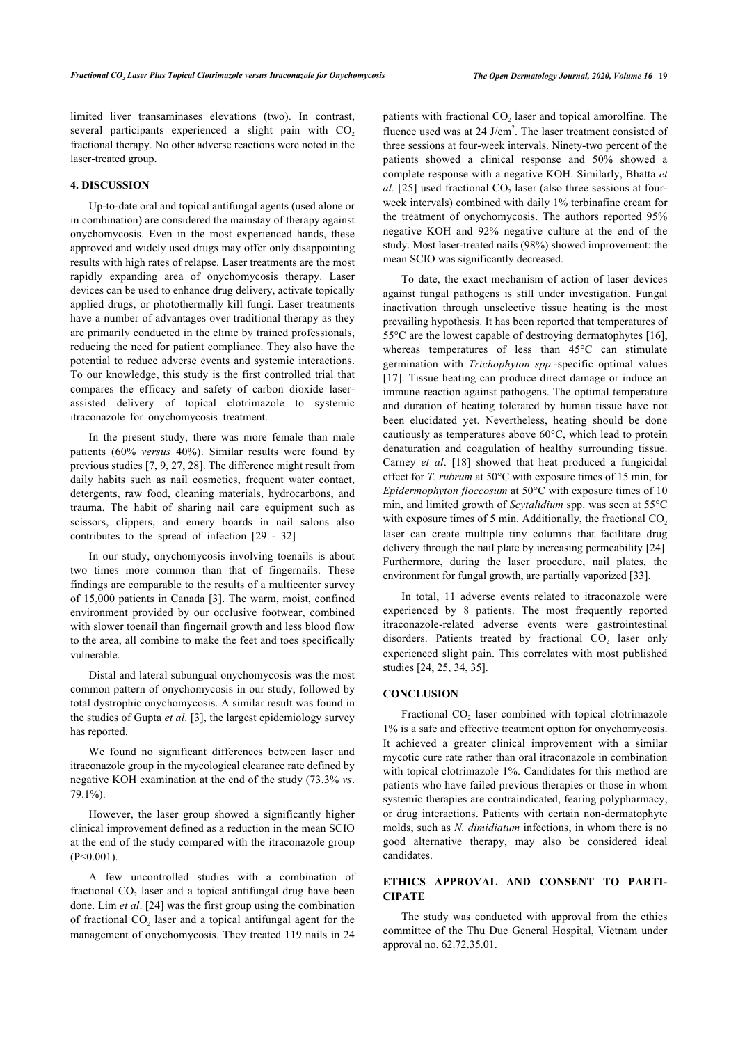limited liver transaminases elevations (two). In contrast, several participants experienced a slight pain with $CO_2$ fractional therapy. No other adverse reactions were noted in the laser-treated group.

## 4. DISCUSSION

Up-to-date oral and topical antifungal agents (used alone or in combination) are considered the mainstay of therapy against onychomycosis. Even in the most experienced hands, these approved and widely used drugs may offer only disappointing results with high rates of relapse. Laser treatments are the most rapidly expanding area of onychomycosis therapy. Laser devices can be used to enhance drug delivery, activate topically applied drugs, or photothermally kill fungi. Laser treatments have a number of advantages over traditional therapy as they are primarily conducted in the clinic by trained professionals, reducing the need for patient compliance. They also have the potential to reduce adverse events and systemic interactions. To our knowledge, this study is the first controlled trial that compares the efficacy and safety of carbon dioxide laser-assisted delivery of topical clotrimazole to systemic itraconazole for onychomycosis treatment.

In the present study, there was more female than male patients (60% *versus* 40%). Similar results were found by previous studies [7, 9, 27, 28]. The difference might result from daily habits such as nail cosmetics, frequent water contact, detergents, raw food, cleaning materials, hydrocarbons, and trauma. The habit of sharing nail care equipment such as scissors, clippers, and emery boards in nail salons also contributes to the spread of infection [29 - 32]

In our study, onychomycosis involving toenails is about two times more common than that of fingernails. These findings are comparable to the results of a multicenter survey of 15,000 patients in Canada [3]. The warm, moist, confined environment provided by our occlusive footwear, combined with slower toenail than fingernail growth and less blood flow to the area, all combine to make the feet and toes specifically vulnerable.

Distal and lateral subungual onychomycosis was the most common pattern of onychomycosis in our study, followed by total dystrophic onychomycosis. A similar result was found in the studies of Gupta *et al*. [3], the largest epidemiology survey has reported.

We found no significant differences between laser and itraconazole group in the mycological clearance rate defined by negative KOH examination at the end of the study (73.3% *vs*. 79.1%).

However, the laser group showed a significantly higher clinical improvement defined as a reduction in the mean SCIO at the end of the study compared with the itraconazole group ($P<0.001$).

A few uncontrolled studies with a combination of fractional $CO_2$ laser and a topical antifungal drug have been done. Lim *et al*. [24] was the first group using the combination of fractional $CO_2$ laser and a topical antifungal agent for the management of onychomycosis. They treated 119 nails in 24 patients with fractional $CO_2$ laser and topical amorolfine. The fluence used was at 24 J/cm$^2$. The laser treatment consisted of three sessions at four-week intervals. Ninety-two percent of the patients showed a clinical response and 50% showed a complete response with a negative KOH. Similarly, Bhatta *et al.* [25] used fractional $CO_2$ laser (also three sessions at four-week intervals) combined with daily 1% terbinafine cream for the treatment of onychomycosis. The authors reported 95% negative KOH and 92% negative culture at the end of the study. Most laser-treated nails (98%) showed improvement: the mean SCIO was significantly decreased.

To date, the exact mechanism of action of laser devices against fungal pathogens is still under investigation. Fungal inactivation through unselective tissue heating is the most prevailing hypothesis. It has been reported that temperatures of 55°C are the lowest capable of destroying dermatophytes [16], whereas temperatures of less than 45°C can stimulate germination with *Trichophyton spp.*-specific optimal values [17]. Tissue heating can produce direct damage or induce an immune reaction against pathogens. The optimal temperature and duration of heating tolerated by human tissue have not been elucidated yet. Nevertheless, heating should be done cautiously as temperatures above 60°C, which lead to protein denaturation and coagulation of healthy surrounding tissue. Carney *et al*. [18] showed that heat produced a fungicidal effect for *T. rubrum* at 50°C with exposure times of 15 min, for *Epidermophyton floccosum* at 50°C with exposure times of 10 min, and limited growth of *Scytalidium* spp. was seen at 55°C with exposure times of 5 min. Additionally, the fractional $CO_2$ laser can create multiple tiny columns that facilitate drug delivery through the nail plate by increasing permeability [24]. Furthermore, during the laser procedure, nail plates, the environment for fungal growth, are partially vaporized [33].

In total, 11 adverse events related to itraconazole were experienced by 8 patients. The most frequently reported itraconazole-related adverse events were gastrointestinal disorders. Patients treated by fractional $CO_2$ laser only experienced slight pain. This correlates with most published studies [24, 25, 34, 35].

## CONCLUSION

Fractional $CO_2$ laser combined with topical clotrimazole 1% is a safe and effective treatment option for onychomycosis. It achieved a greater clinical improvement with a similar mycotic cure rate rather than oral itraconazole in combination with topical clotrimazole 1%. Candidates for this method are patients who have failed previous therapies or those in whom systemic therapies are contraindicated, fearing polypharmacy, or drug interactions. Patients with certain non-dermatophyte molds, such as *N. dimidiatum* infections, in whom there is no good alternative therapy, may also be considered ideal candidates.

## ETHICS APPROVAL AND CONSENT TO PARTICIPATE

The study was conducted with approval from the ethics committee of the Thu Duc General Hospital, Vietnam under approval no. 62.72.35.01.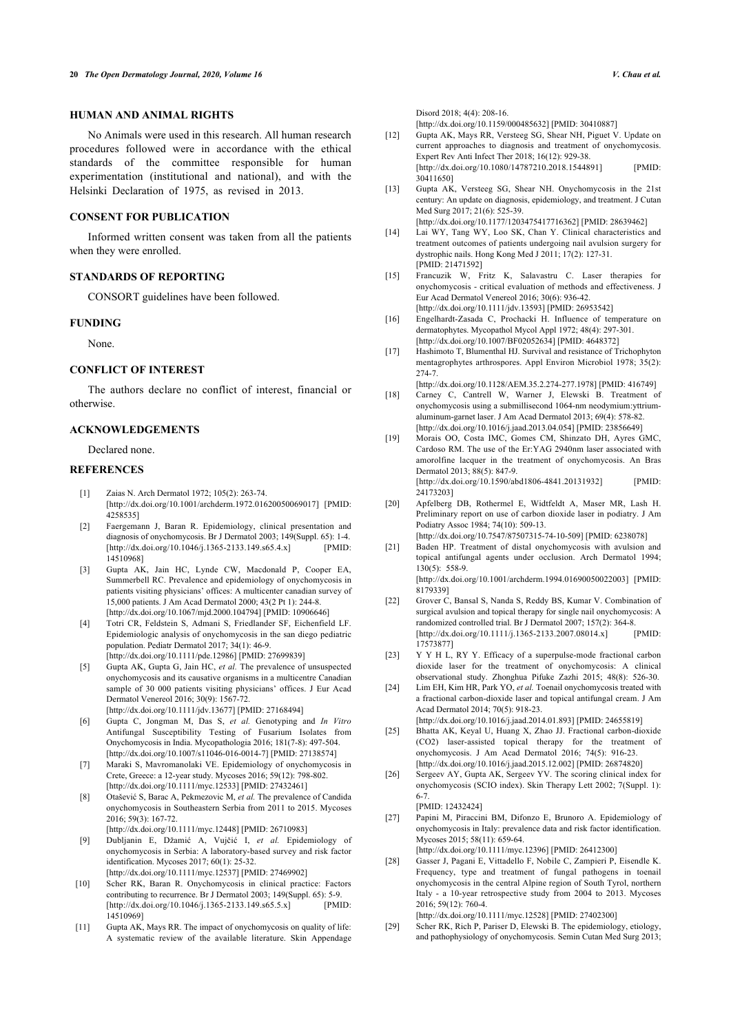## HUMAN AND ANIMAL RIGHTS

No Animals were used in this research. All human research procedures followed were in accordance with the ethical standards of the committee responsible for human experimentation (institutional and national), and with the Helsinki Declaration of 1975, as revised in 2013.

## CONSENT FOR PUBLICATION

Informed written consent was taken from all the patients when they were enrolled.

## STANDARDS OF REPORTING

CONSORT guidelines have been followed.

## FUNDING

None.

## CONFLICT OF INTEREST

The authors declare no conflict of interest, financial or otherwise.

## ACKNOWLEDGEMENTS

Declared none.

## REFERENCES

[1] Zaias N. Arch Dermatol 1972; 105(2): 263-74. [http://dx.doi.org/10.1001/archderm.1972.01620050069017] [PMID: 4258535]

[2] Faergemann J, Baran R. Epidemiology, clinical presentation and diagnosis of onychomycosis. Br J Dermatol 2003; 149(Suppl. 65): 1-4. [http://dx.doi.org/10.1046/j.1365-2133.149.s65.4.x] [PMID: 14510968]

[3] Gupta AK, Jain HC, Lynde CW, Macdonald P, Cooper EA, Summerbell RC. Prevalence and epidemiology of onychomycosis in patients visiting physicians' offices: A multicenter canadian survey of 15,000 patients. J Am Acad Dermatol 2000; 43(2 Pt 1): 244-8. [http://dx.doi.org/10.1067/mjd.2000.104794] [PMID: 10906646]

[4] Totri CR, Feldstein S, Admani S, Friedlander SF, Eichenfield LF. Epidemiologic analysis of onychomycosis in the san diego pediatric population. Pediatr Dermatol 2017; 34(1): 46-9. [http://dx.doi.org/10.1111/pde.12986] [PMID: 27699839]

[5] Gupta AK, Gupta G, Jain HC, *et al.* The prevalence of unsuspected onychomycosis and its causative organisms in a multicentre Canadian sample of 30 000 patients visiting physicians' offices. J Eur Acad Dermatol Venereol 2016; 30(9): 1567-72. [http://dx.doi.org/10.1111/jdv.13677] [PMID: 27168494]

[6] Gupta C, Jongman M, Das S, *et al.* Genotyping and *In Vitro* Antifungal Susceptibility Testing of Fusarium Isolates from Onychomycosis in India. Mycopathologia 2016; 181(7-8): 497-504. [http://dx.doi.org/10.1007/s11046-016-0014-7] [PMID: 27138574]

[7] Maraki S, Mavromanolaki VE. Epidemiology of onychomycosis in Crete, Greece: a 12-year study. Mycoses 2016; 59(12): 798-802. [http://dx.doi.org/10.1111/myc.12533] [PMID: 27432461]

[8] Otašević S, Barac A, Pekmezovic M, *et al.* The prevalence of Candida onychomycosis in Southeastern Serbia from 2011 to 2015. Mycoses 2016; 59(3): 167-72. [http://dx.doi.org/10.1111/myc.12448] [PMID: 26710983]

[9] Dubljanin E, Džamić A, Vujčić I, *et al.* Epidemiology of onychomycosis in Serbia: A laboratory-based survey and risk factor identification. Mycoses 2017; 60(1): 25-32. [http://dx.doi.org/10.1111/myc.12537] [PMID: 27469902]

[10] Scher RK, Baran R. Onychomycosis in clinical practice: Factors contributing to recurrence. Br J Dermatol 2003; 149(Suppl. 65): 5-9. [http://dx.doi.org/10.1046/j.1365-2133.149.s65.5.x] [PMID: 14510969]

[11] Gupta AK, Mays RR. The impact of onychomycosis on quality of life: A systematic review of the available literature. Skin Appendage Disord 2018; 4(4): 208-16. [http://dx.doi.org/10.1159/000485632] [PMID: 30410887]

[12] Gupta AK, Mays RR, Versteeg SG, Shear NH, Piguet V. Update on current approaches to diagnosis and treatment of onychomycosis. Expert Rev Anti Infect Ther 2018; 16(12): 929-38. [http://dx.doi.org/10.1080/14787210.2018.1544891] [PMID: 30411650]

[13] Gupta AK, Versteeg SG, Shear NH. Onychomycosis in the 21st century: An update on diagnosis, epidemiology, and treatment. J Cutan Med Surg 2017; 21(6): 525-39. [http://dx.doi.org/10.1177/1203475417716362] [PMID: 28639462]

[14] Lai WY, Tang WY, Loo SK, Chan Y. Clinical characteristics and treatment outcomes of patients undergoing nail avulsion surgery for dystrophic nails. Hong Kong Med J 2011; 17(2): 127-31. [PMID: 21471592]

[15] Francuzik W, Fritz K, Salavastru C. Laser therapies for onychomycosis - critical evaluation of methods and effectiveness. J Eur Acad Dermatol Venereol 2016; 30(6): 936-42. [http://dx.doi.org/10.1111/jdv.13593] [PMID: 26953542]

[16] Engelhardt-Zasada C, Prochacki H. Influence of temperature on dermatophytes. Mycopathol Mycol Appl 1972; 48(4): 297-301. [http://dx.doi.org/10.1007/BF02052634] [PMID: 4648372]

[17] Hashimoto T, Blumenthal HJ. Survival and resistance of Trichophyton mentagrophytes arthrospores. Appl Environ Microbiol 1978; 35(2): 274-7. [http://dx.doi.org/10.1128/AEM.35.2.274-277.1978] [PMID: 416749]

[18] Carney C, Cantrell W, Warner J, Elewski B. Treatment of onychomycosis using a submillisecond 1064-nm neodymium:yttrium-aluminum-garnet laser. J Am Acad Dermatol 2013; 69(4): 578-82. [http://dx.doi.org/10.1016/j.jaad.2013.04.054] [PMID: 23856649]

[19] Morais OO, Costa IMC, Gomes CM, Shinzato DH, Ayres GMC, Cardoso RM. The use of the Er:YAG 2940nm laser associated with amorolfine lacquer in the treatment of onychomycosis. An Bras Dermatol 2013; 88(5): 847-9. [http://dx.doi.org/10.1590/abd1806-4841.20131932] [PMID: 24173203]

[20] Apfelberg DB, Rothermel E, Widtfeldt A, Maser MR, Lash H. Preliminary report on use of carbon dioxide laser in podiatry. J Am Podiatry Assoc 1984; 74(10): 509-13. [http://dx.doi.org/10.7547/87507315-74-10-509] [PMID: 6238078]

[21] Baden HP. Treatment of distal onychomycosis with avulsion and topical antifungal agents under occlusion. Arch Dermatol 1994; 130(5): 558-9. [http://dx.doi.org/10.1001/archderm.1994.01690050022003] [PMID: 8179339]

[22] Grover C, Bansal S, Nanda S, Reddy BS, Kumar V. Combination of surgical avulsion and topical therapy for single nail onychomycosis: A randomized controlled trial. Br J Dermatol 2007; 157(2): 364-8. [http://dx.doi.org/10.1111/j.1365-2133.2007.08014.x] [PMID: 17573877]

[23] Y Y H L, RY Y. Efficacy of a superpulse-mode fractional carbon dioxide laser for the treatment of onychomycosis: A clinical observational study. Zhonghua Pifuke Zazhi 2015; 48(8): 526-30.

[24] Lim EH, Kim HR, Park YO, *et al.* Toenail onychomycosis treated with a fractional carbon-dioxide laser and topical antifungal cream. J Am Acad Dermatol 2014; 70(5): 918-23. [http://dx.doi.org/10.1016/j.jaad.2014.01.893] [PMID: 24655819]

[25] Bhatta AK, Keyal U, Huang X, Zhao JJ. Fractional carbon-dioxide ($CO_2$) laser-assisted topical therapy for the treatment of onychomycosis. J Am Acad Dermatol 2016; 74(5): 916-23. [http://dx.doi.org/10.1016/j.jaad.2015.12.002] [PMID: 26874820]

[26] Sergeev AY, Gupta AK, Sergeev YV. The scoring clinical index for onychomycosis (SCIO index). Skin Therapy Lett 2002; 7(Suppl. 1): 6-7. [PMID: 12432424]

[27] Papini M, Piraccini BM, Difonzo E, Brunoro A. Epidemiology of onychomycosis in Italy: prevalence data and risk factor identification. Mycoses 2015; 58(11): 659-64. [http://dx.doi.org/10.1111/myc.12396] [PMID: 26412300]

[28] Gasser J, Pagani E, Vittadello F, Nobile C, Zampieri P, Eisendle K. Frequency, type and treatment of fungal pathogens in toenail onychomycosis in the central Alpine region of South Tyrol, northern Italy - a 10-year retrospective study from 2004 to 2013. Mycoses 2016; 59(12): 760-4. [http://dx.doi.org/10.1111/myc.12528] [PMID: 27402300]

[29] Scher RK, Rich P, Pariser D, Elewski B. The epidemiology, etiology, and pathophysiology of onychomycosis. Semin Cutan Med Surg 2013;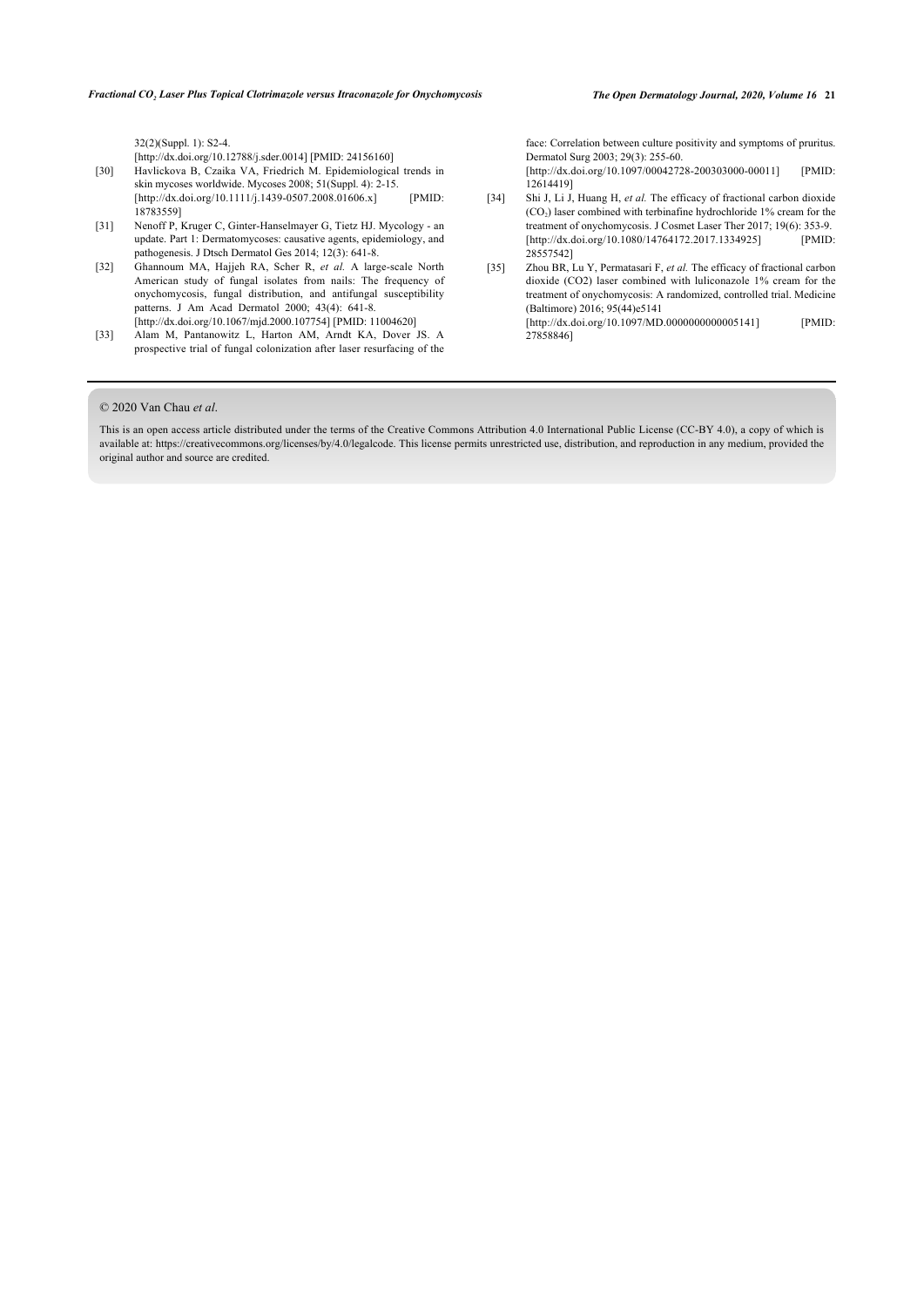32(2)(Suppl. 1): S2-4.
[http://dx.doi.org/10.12788/j.sder.0014] [PMID: 24156160]

[30] Havlickova B, Czaika VA, Friedrich M. Epidemiological trends in skin mycoses worldwide. Mycoses 2008; 51(Suppl. 4): 2-15.
[http://dx.doi.org/10.1111/j.1439-0507.2008.01606.x] [PMID: 18783559]

[31] Nenoff P, Kruger C, Ginter-Hanselmayer G, Tietz HJ. Mycology - an update. Part 1: Dermatomycoses: causative agents, epidemiology, and pathogenesis. J Dtsch Dermatol Ges 2014; 12(3): 641-8.

[32] Ghannoum MA, Hajjeh RA, Scher R, *et al.* A large-scale North American study of fungal isolates from nails: The frequency of onychomycosis, fungal distribution, and antifungal susceptibility patterns. J Am Acad Dermatol 2000; 43(4): 641-8.
[http://dx.doi.org/10.1067/mjd.2000.107754] [PMID: 11004620]

[33] Alam M, Pantanowitz L, Harton AM, Arndt KA, Dover JS. A prospective trial of fungal colonization after laser resurfacing of the face: Correlation between culture positivity and symptoms of pruritus. Dermatol Surg 2003; 29(3): 255-60.
[http://dx.doi.org/10.1097/00042728-200303000-00011] [PMID: 12614419]

[34] Shi J, Li J, Huang H, *et al.* The efficacy of fractional carbon dioxide ($CO_2$) laser combined with terbinafine hydrochloride 1% cream for the treatment of onychomycosis. J Cosmet Laser Ther 2017; 19(6): 353-9.
[http://dx.doi.org/10.1080/14764172.2017.1334925] [PMID: 28557542]

[35] Zhou BR, Lu Y, Permatasari F, *et al.* The efficacy of fractional carbon dioxide (CO2) laser combined with luliconazole 1% cream for the treatment of onychomycosis: A randomized, controlled trial. Medicine (Baltimore) 2016; 95(44)e5141
[http://dx.doi.org/10.1097/MD.0000000000005141] [PMID: 27858846]

© 2020 Van Chau *et al*.

This is an open access article distributed under the terms of the Creative Commons Attribution 4.0 International Public License (CC-BY 4.0), a copy of which is available at: https://creativecommons.org/licenses/by/4.0/legalcode. This license permits unrestricted use, distribution, and reproduction in any medium, provided the original author and source are credited.